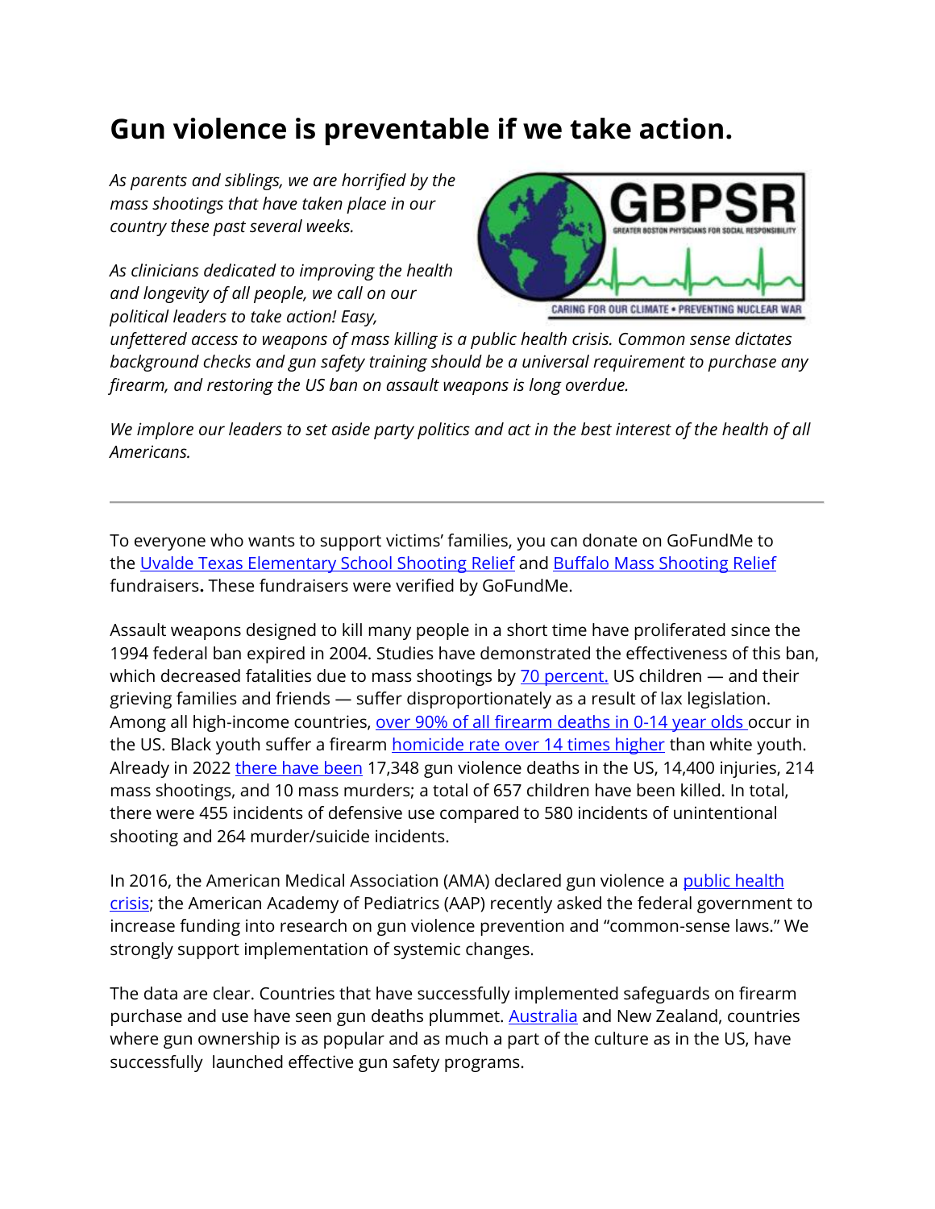# Gun violence is preventable if we take action.

*As parents and siblings, we are horrified by the mass shootings that have taken place in our country these past several weeks.*

*As clinicians dedicated to improving the health and longevity of all people, we call on our political leaders to take action! Easy, unfettered access to weapons of mass killing is a public health crisis. Common sense dictates background checks and gun safety training should be a universal requirement to purchase any firearm, and restoring the US ban on assault weapons is long overdue.*

*We implore our leaders to set aside party politics and act in the best interest of the health of all Americans.*

---

To everyone who wants to support victims' families, you can donate on GoFundMe to the Uvalde Texas Elementary School Shooting Relief and Buffalo Mass Shooting Relief fundraisers**.** These fundraisers were verified by GoFundMe.

Assault weapons designed to kill many people in a short time have proliferated since the 1994 federal ban expired in 2004. Studies have demonstrated the effectiveness of this ban, which decreased fatalities due to mass shootings by 70 percent. US children — and their grieving families and friends — suffer disproportionately as a result of lax legislation. Among all high-income countries, over 90% of all firearm deaths in 0-14 year olds occur in the US. Black youth suffer a firearm homicide rate over 14 times higher than white youth. Already in 2022 there have been 17,348 gun violence deaths in the US, 14,400 injuries, 214 mass shootings, and 10 mass murders; a total of 657 children have been killed. In total, there were 455 incidents of defensive use compared to 580 incidents of unintentional shooting and 264 murder/suicide incidents.

In 2016, the American Medical Association (AMA) declared gun violence a public health crisis; the American Academy of Pediatrics (AAP) recently asked the federal government to increase funding into research on gun violence prevention and "common-sense laws." We strongly support implementation of systemic changes.

The data are clear. Countries that have successfully implemented safeguards on firearm purchase and use have seen gun deaths plummet. Australia and New Zealand, countries where gun ownership is as popular and as much a part of the culture as in the US, have successfully launched effective gun safety programs.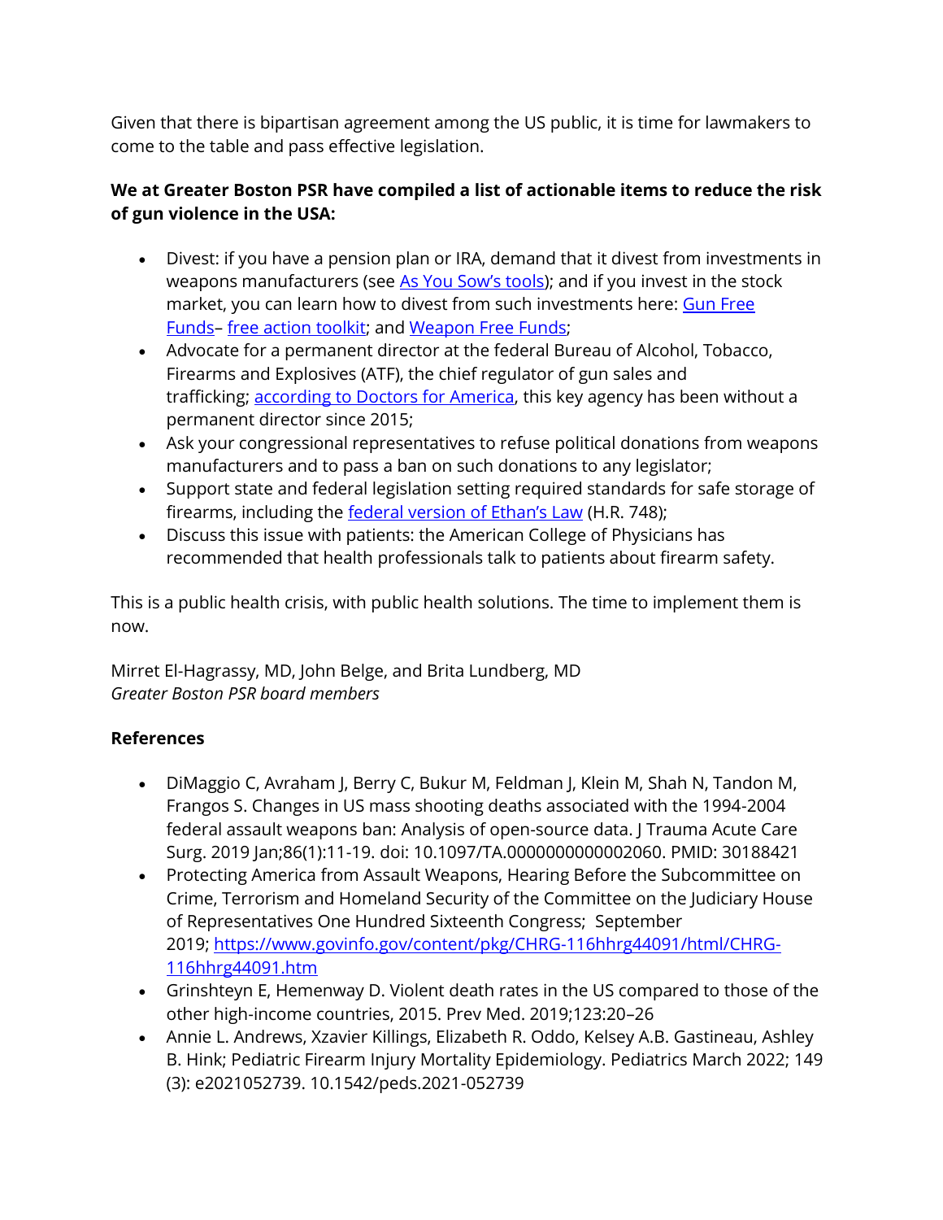Given that there is bipartisan agreement among the US public, it is time for lawmakers to come to the table and pass effective legislation.

**We at Greater Boston PSR have compiled a list of actionable items to reduce the risk of gun violence in the USA:**

- Divest: if you have a pension plan or IRA, demand that it divest from investments in weapons manufacturers (see [As You Sow's tools]()); and if you invest in the stock market, you can learn how to divest from such investments here: [Gun Free Funds]()– [free action toolkit](); and [Weapon Free Funds]();
- Advocate for a permanent director at the federal Bureau of Alcohol, Tobacco, Firearms and Explosives (ATF), the chief regulator of gun sales and trafficking; [according to Doctors for America](), this key agency has been without a permanent director since 2015;
- Ask your congressional representatives to refuse political donations from weapons manufacturers and to pass a ban on such donations to any legislator;
- Support state and federal legislation setting required standards for safe storage of firearms, including the [federal version of Ethan's Law]() (H.R. 748);
- Discuss this issue with patients: the American College of Physicians has recommended that health professionals talk to patients about firearm safety.

This is a public health crisis, with public health solutions. The time to implement them is now.

Mirret El-Hagrassy, MD, John Belge, and Brita Lundberg, MD
*Greater Boston PSR board members*

**References**

- DiMaggio C, Avraham J, Berry C, Bukur M, Feldman J, Klein M, Shah N, Tandon M, Frangos S. Changes in US mass shooting deaths associated with the 1994-2004 federal assault weapons ban: Analysis of open-source data. J Trauma Acute Care Surg. 2019 Jan;86(1):11-19. doi: 10.1097/TA.0000000000002060. PMID: 30188421
- Protecting America from Assault Weapons, Hearing Before the Subcommittee on Crime, Terrorism and Homeland Security of the Committee on the Judiciary House of Representatives One Hundred Sixteenth Congress; September 2019; https://www.govinfo.gov/content/pkg/CHRG-116hhrg44091/html/CHRG-116hhrg44091.htm
- Grinshteyn E, Hemenway D. Violent death rates in the US compared to those of the other high-income countries, 2015. Prev Med. 2019;123:20–26
- Annie L. Andrews, Xzavier Killings, Elizabeth R. Oddo, Kelsey A.B. Gastineau, Ashley B. Hink; Pediatric Firearm Injury Mortality Epidemiology. Pediatrics March 2022; 149 (3): e2021052739. 10.1542/peds.2021-052739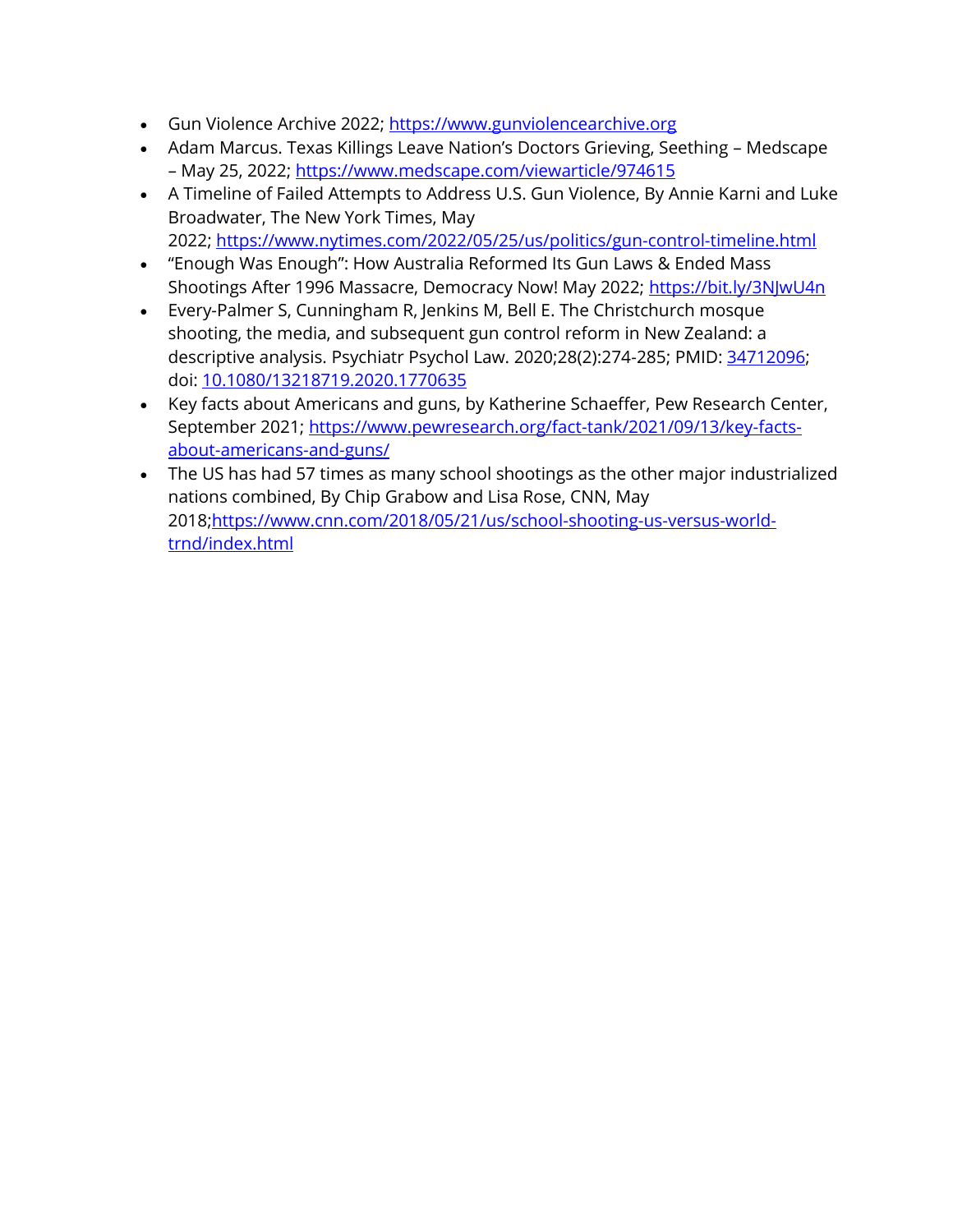- Gun Violence Archive 2022; https://www.gunviolencearchive.org
- Adam Marcus. Texas Killings Leave Nation's Doctors Grieving, Seething – Medscape – May 25, 2022; https://www.medscape.com/viewarticle/974615
- A Timeline of Failed Attempts to Address U.S. Gun Violence, By Annie Karni and Luke Broadwater, The New York Times, May 2022; https://www.nytimes.com/2022/05/25/us/politics/gun-control-timeline.html
- "Enough Was Enough": How Australia Reformed Its Gun Laws & Ended Mass Shootings After 1996 Massacre, Democracy Now! May 2022; https://bit.ly/3NJwU4n
- Every-Palmer S, Cunningham R, Jenkins M, Bell E. The Christchurch mosque shooting, the media, and subsequent gun control reform in New Zealand: a descriptive analysis. Psychiatr Psychol Law. 2020;28(2):274-285; PMID: 34712096; doi: 10.1080/13218719.2020.1770635
- Key facts about Americans and guns, by Katherine Schaeffer, Pew Research Center, September 2021; https://www.pewresearch.org/fact-tank/2021/09/13/key-facts-about-americans-and-guns/
- The US has had 57 times as many school shootings as the other major industrialized nations combined, By Chip Grabow and Lisa Rose, CNN, May 2018;https://www.cnn.com/2018/05/21/us/school-shooting-us-versus-world-trnd/index.html